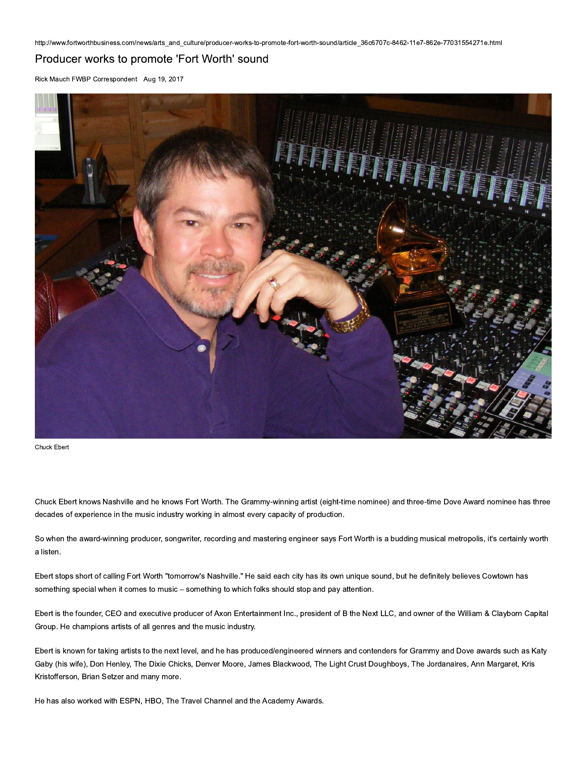http://www.fortworthbusiness.com/news/arts_and_culture/producer-works-to-promote-fort-worth-sound/article_36c6707c-8462-11e7-862e-77031554271e.html

# Producer works to promote 'Fort Worth' sound

Rick Mauch FWBP Correspondent Aug 19, 2017

Chuck Ebert

Chuck Ebert knows Nashville and he knows Fort Worth. The Grammy-winning artist (eight-time nominee) and three-time Dove Award nominee has three decades of experience in the music industry working in almost every capacity of production.

So when the award-winning producer, songwriter, recording and mastering engineer says Fort Worth is a budding musical metropolis, it's certainly worth a listen.

Ebert stops short of calling Fort Worth "tomorrow's Nashville." He said each city has its own unique sound, but he definitely believes Cowtown has something special when it comes to music – something to which folks should stop and pay attention.

Ebert is the founder, CEO and executive producer of Axon Entertainment Inc., president of B the Next LLC, and owner of the William & Clayborn Capital Group. He champions artists of all genres and the music industry.

Ebert is known for taking artists to the next level, and he has produced/engineered winners and contenders for Grammy and Dove awards such as Katy Gaby (his wife), Don Henley, The Dixie Chicks, Denver Moore, James Blackwood, The Light Crust Doughboys, The Jordanaires, Ann Margaret, Kris Kristofferson, Brian Setzer and many more.

He has also worked with ESPN, HBO, The Travel Channel and the Academy Awards.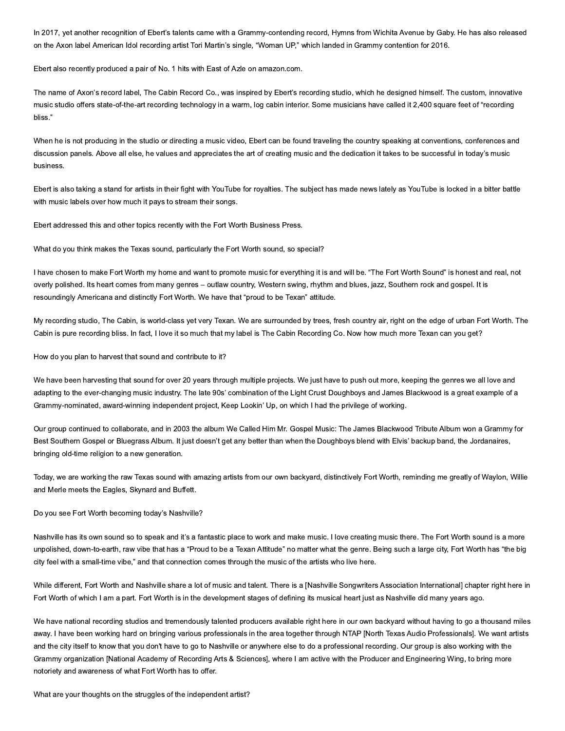In 2017, yet another recognition of Ebert's talents came with a Grammy-contending record, Hymns from Wichita Avenue by Gaby. He has also released on the Axon label American Idol recording artist Tori Martin's single, "Woman UP," which landed in Grammy contention for 2016.

Ebert also recently produced a pair of No. 1 hits with East of Azle on amazon.com.

The name of Axon's record label, The Cabin Record Co., was inspired by Ebert's recording studio, which he designed himself. The custom, innovative music studio offers state-of-the-art recording technology in a warm, log cabin interior. Some musicians have called it 2,400 square feet of "recording bliss."

When he is not producing in the studio or directing a music video, Ebert can be found traveling the country speaking at conventions, conferences and discussion panels. Above all else, he values and appreciates the art of creating music and the dedication it takes to be successful in today's music business.

Ebert is also taking a stand for artists in their fight with YouTube for royalties. The subject has made news lately as YouTube is locked in a bitter battle with music labels over how much it pays to stream their songs.

Ebert addressed this and other topics recently with the Fort Worth Business Press.

What do you think makes the Texas sound, particularly the Fort Worth sound, so special?

I have chosen to make Fort Worth my home and want to promote music for everything it is and will be. "The Fort Worth Sound" is honest and real, not overly polished. Its heart comes from many genres – outlaw country, Western swing, rhythm and blues, jazz, Southern rock and gospel. It is resoundingly Americana and distinctly Fort Worth. We have that "proud to be Texan" attitude.

My recording studio, The Cabin, is world-class yet very Texan. We are surrounded by trees, fresh country air, right on the edge of urban Fort Worth. The Cabin is pure recording bliss. In fact, I love it so much that my label is The Cabin Recording Co. Now how much more Texan can you get?

How do you plan to harvest that sound and contribute to it?

We have been harvesting that sound for over 20 years through multiple projects. We just have to push out more, keeping the genres we all love and adapting to the ever-changing music industry. The late 90s' combination of the Light Crust Doughboys and James Blackwood is a great example of a Grammy-nominated, award-winning independent project, Keep Lookin' Up, on which I had the privilege of working.

Our group continued to collaborate, and in 2003 the album We Called Him Mr. Gospel Music: The James Blackwood Tribute Album won a Grammy for Best Southern Gospel or Bluegrass Album. It just doesn't get any better than when the Doughboys blend with Elvis' backup band, the Jordanaires, bringing old-time religion to a new generation.

Today, we are working the raw Texas sound with amazing artists from our own backyard, distinctively Fort Worth, reminding me greatly of Waylon, Willie and Merle meets the Eagles, Skynard and Buffett.

Do you see Fort Worth becoming today's Nashville?

Nashville has its own sound so to speak and it's a fantastic place to work and make music. I love creating music there. The Fort Worth sound is a more unpolished, down-to-earth, raw vibe that has a "Proud to be a Texan Attitude" no matter what the genre. Being such a large city, Fort Worth has "the big city feel with a small-time vibe," and that connection comes through the music of the artists who live here.

While different, Fort Worth and Nashville share a lot of music and talent. There is a [Nashville Songwriters Association International] chapter right here in Fort Worth of which I am a part. Fort Worth is in the development stages of defining its musical heart just as Nashville did many years ago.

We have national recording studios and tremendously talented producers available right here in our own backyard without having to go a thousand miles away. I have been working hard on bringing various professionals in the area together through NTAP [North Texas Audio Professionals]. We want artists and the city itself to know that you don't have to go to Nashville or anywhere else to do a professional recording. Our group is also working with the Grammy organization [National Academy of Recording Arts & Sciences], where I am active with the Producer and Engineering Wing, to bring more notoriety and awareness of what Fort Worth has to offer.

What are your thoughts on the struggles of the independent artist?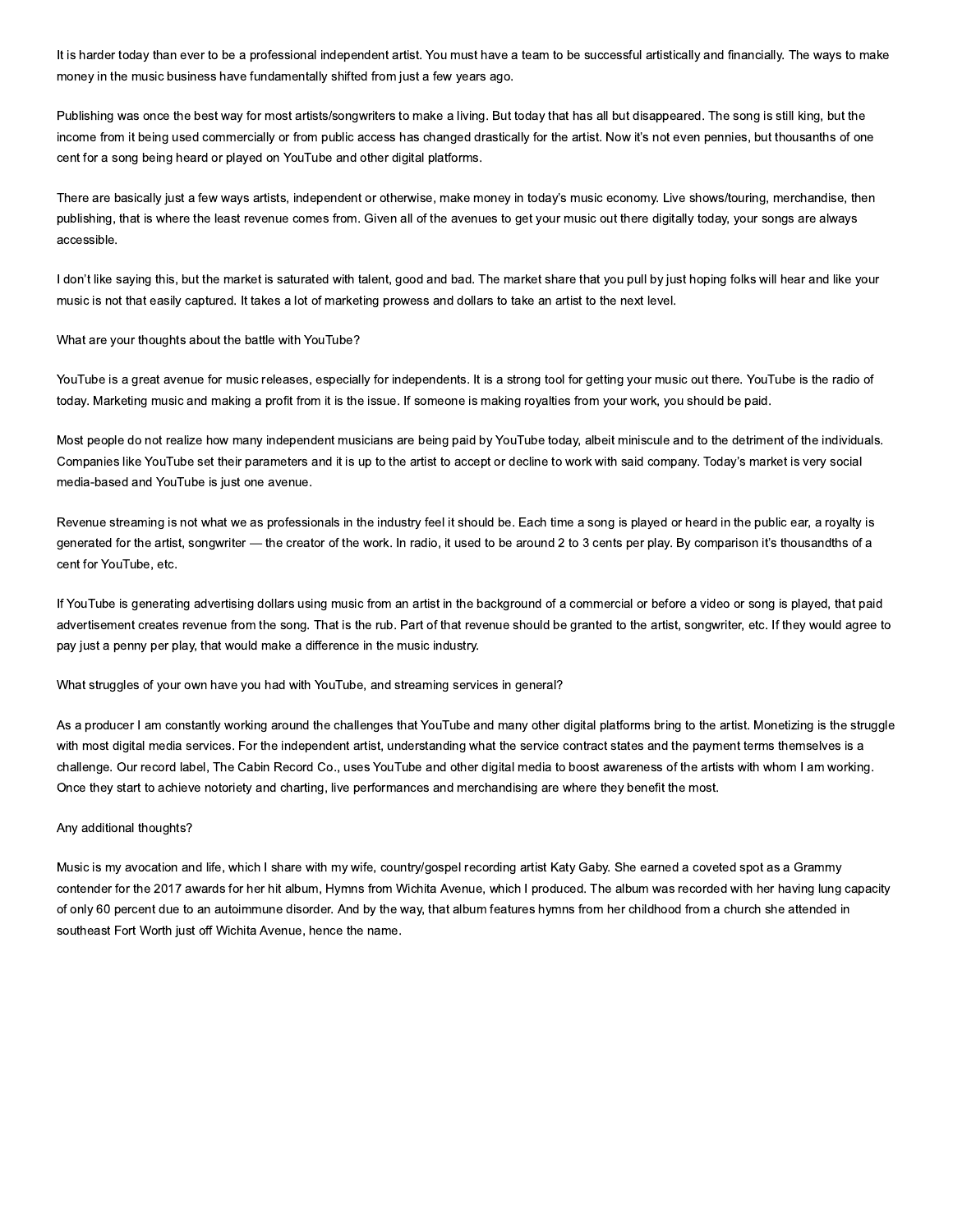It is harder today than ever to be a professional independent artist. You must have a team to be successful artistically and financially. The ways to make money in the music business have fundamentally shifted from just a few years ago.

Publishing was once the best way for most artists/songwriters to make a living. But today that has all but disappeared. The song is still king, but the income from it being used commercially or from public access has changed drastically for the artist. Now it's not even pennies, but thousanths of one cent for a song being heard or played on YouTube and other digital platforms.

There are basically just a few ways artists, independent or otherwise, make money in today's music economy. Live shows/touring, merchandise, then publishing, that is where the least revenue comes from. Given all of the avenues to get your music out there digitally today, your songs are always accessible.

I don't like saying this, but the market is saturated with talent, good and bad. The market share that you pull by just hoping folks will hear and like your music is not that easily captured. It takes a lot of marketing prowess and dollars to take an artist to the next level.

What are your thoughts about the battle with YouTube?

YouTube is a great avenue for music releases, especially for independents. It is a strong tool for getting your music out there. YouTube is the radio of today. Marketing music and making a profit from it is the issue. If someone is making royalties from your work, you should be paid.

Most people do not realize how many independent musicians are being paid by YouTube today, albeit miniscule and to the detriment of the individuals. Companies like YouTube set their parameters and it is up to the artist to accept or decline to work with said company. Today's market is very social media-based and YouTube is just one avenue.

Revenue streaming is not what we as professionals in the industry feel it should be. Each time a song is played or heard in the public ear, a royalty is generated for the artist, songwriter — the creator of the work. In radio, it used to be around 2 to 3 cents per play. By comparison it's thousandths of a cent for YouTube, etc.

If YouTube is generating advertising dollars using music from an artist in the background of a commercial or before a video or song is played, that paid advertisement creates revenue from the song. That is the rub. Part of that revenue should be granted to the artist, songwriter, etc. If they would agree to pay just a penny per play, that would make a difference in the music industry.

What struggles of your own have you had with YouTube, and streaming services in general?

As a producer I am constantly working around the challenges that YouTube and many other digital platforms bring to the artist. Monetizing is the struggle with most digital media services. For the independent artist, understanding what the service contract states and the payment terms themselves is a challenge. Our record label, The Cabin Record Co., uses YouTube and other digital media to boost awareness of the artists with whom I am working. Once they start to achieve notoriety and charting, live performances and merchandising are where they benefit the most.

Any additional thoughts?

Music is my avocation and life, which I share with my wife, country/gospel recording artist Katy Gaby. She earned a coveted spot as a Grammy contender for the 2017 awards for her hit album, Hymns from Wichita Avenue, which I produced. The album was recorded with her having lung capacity of only 60 percent due to an autoimmune disorder. And by the way, that album features hymns from her childhood from a church she attended in southeast Fort Worth just off Wichita Avenue, hence the name.